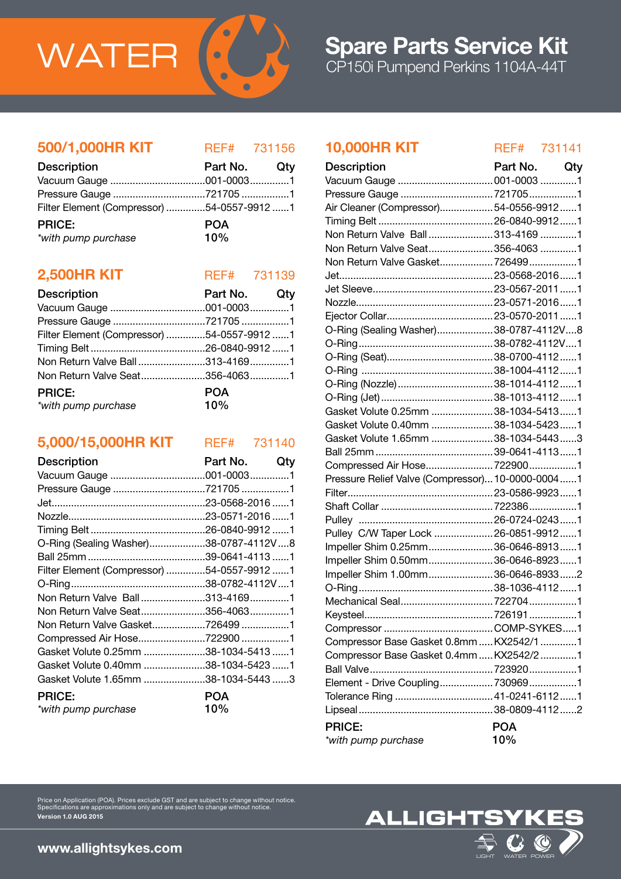# WATER

# Spare Parts Service Kit

CP150i Pumpend Perkins 1104A-44T

## 500/1,000HR KIT — REF# 731156

| Description | Part No. | Qty |
|---|---|---|
| Vacuum Gauge | 001-0003 | 1 |
| Pressure Gauge | 721705 | 1 |
| Filter Element (Compressor) | 54-0557-9912 | 1 |

**PRICE:** POA
*with pump purchase* 10%

## 2,500HR KIT — REF# 731139

| Description | Part No. | Qty |
|---|---|---|
| Vacuum Gauge | 001-0003 | 1 |
| Pressure Gauge | 721705 | 1 |
| Filter Element (Compressor) | 54-0557-9912 | 1 |
| Timing Belt | 26-0840-9912 | 1 |
| Non Return Valve Ball | 313-4169 | 1 |
| Non Return Valve Seat | 356-4063 | 1 |

**PRICE:** POA
*with pump purchase* 10%

## 5,000/15,000HR KIT — REF# 731140

| Description | Part No. | Qty |
|---|---|---|
| Vacuum Gauge | 001-0003 | 1 |
| Pressure Gauge | 721705 | 1 |
| Jet | 23-0568-2016 | 1 |
| Nozzle | 23-0571-2016 | 1 |
| Timing Belt | 26-0840-9912 | 1 |
| O-Ring (Sealing Washer) | 38-0787-4112V | 8 |
| Ball 25mm | 39-0641-4113 | 1 |
| Filter Element (Compressor) | 54-0557-9912 | 1 |
| O-Ring | 38-0782-4112V | 1 |
| Non Return Valve Ball | 313-4169 | 1 |
| Non Return Valve Seat | 356-4063 | 1 |
| Non Return Valve Gasket | 726499 | 1 |
| Compressed Air Hose | 722900 | 1 |
| Gasket Volute 0.25mm | 38-1034-5413 | 1 |
| Gasket Volute 0.40mm | 38-1034-5423 | 1 |
| Gasket Volute 1.65mm | 38-1034-5443 | 3 |

**PRICE:** POA
*with pump purchase* 10%

## 10,000HR KIT — REF# 731141

| Description | Part No. | Qty |
|---|---|---|
| Vacuum Gauge | 001-0003 | 1 |
| Pressure Gauge | 721705 | 1 |
| Air Cleaner (Compressor) | 54-0556-9912 | 1 |
| Timing Belt | 26-0840-9912 | 1 |
| Non Return Valve Ball | 313-4169 | 1 |
| Non Return Valve Seat | 356-4063 | 1 |
| Non Return Valve Gasket | 726499 | 1 |
| Jet | 23-0568-2016 | 1 |
| Jet Sleeve | 23-0567-2011 | 1 |
| Nozzle | 23-0571-2016 | 1 |
| Ejector Collar | 23-0570-2011 | 1 |
| O-Ring (Sealing Washer) | 38-0787-4112V | 8 |
| O-Ring | 38-0782-4112V | 1 |
| O-Ring (Seat) | 38-0700-4112 | 1 |
| O-Ring | 38-1004-4112 | 1 |
| O-Ring (Nozzle) | 38-1014-4112 | 1 |
| O-Ring (Jet) | 38-1013-4112 | 1 |
| Gasket Volute 0.25mm | 38-1034-5413 | 1 |
| Gasket Volute 0.40mm | 38-1034-5423 | 1 |
| Gasket Volute 1.65mm | 38-1034-5443 | 3 |
| Ball 25mm | 39-0641-4113 | 1 |
| Compressed Air Hose | 722900 | 1 |
| Pressure Relief Valve (Compressor) | 10-0000-0004 | 1 |
| Filter | 23-0586-9923 | 1 |
| Shaft Collar | 722386 | 1 |
| Pulley | 26-0724-0243 | 1 |
| Pulley C/W Taper Lock | 26-0851-9912 | 1 |
| Impeller Shim 0.25mm | 36-0646-8913 | 1 |
| Impeller Shim 0.50mm | 36-0646-8923 | 1 |
| Impeller Shim 1.00mm | 36-0646-8933 | 2 |
| O-Ring | 38-1036-4112 | 1 |
| Mechanical Seal | 722704 | 1 |
| Keysteel | 726191 | 1 |
| Compressor | COMP-SYKES | 1 |
| Compressor Base Gasket 0.8mm | KX2542/1 | 1 |
| Compressor Base Gasket 0.4mm | KX2542/2 | 1 |
| Ball Valve | 723920 | 1 |
| Element - Drive Coupling | 730969 | 1 |
| Tolerance Ring | 41-0241-6112 | 1 |
| Lipseal | 38-0809-4112 | 2 |

**PRICE:** POA
*with pump purchase* 10%

Price on Application (POA). Prices exclude GST and are subject to change without notice.
Specifications are approximations only and are subject to change without notice.
**Version 1.0 AUG 2015**

**www.allightsykes.com**

ALLIGHTSYKES — LIGHT WATER POWER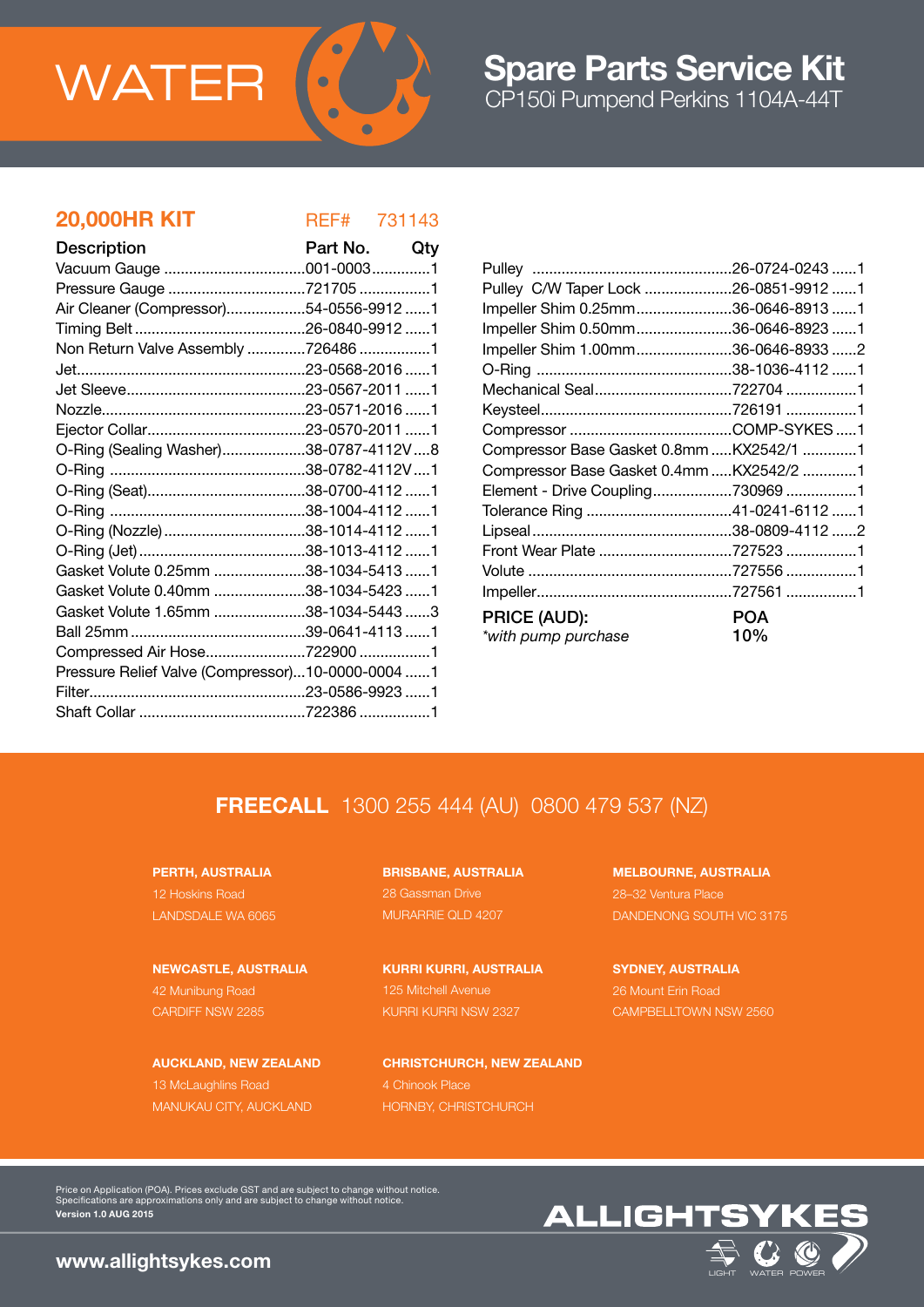# WATER

## Spare Parts Service Kit
CP150i Pumpend Perkins 1104A-44T

### 20,000HR KIT — REF# 731143

| Description | Part No. | Qty |
|---|---|---|
| Vacuum Gauge | 001-0003 | 1 |
| Pressure Gauge | 721705 | 1 |
| Air Cleaner (Compressor) | 54-0556-9912 | 1 |
| Timing Belt | 26-0840-9912 | 1 |
| Non Return Valve Assembly | 726486 | 1 |
| Jet | 23-0568-2016 | 1 |
| Jet Sleeve | 23-0567-2011 | 1 |
| Nozzle | 23-0571-2016 | 1 |
| Ejector Collar | 23-0570-2011 | 1 |
| O-Ring (Sealing Washer) | 38-0787-4112V | 8 |
| O-Ring | 38-0782-4112V | 1 |
| O-Ring (Seat) | 38-0700-4112 | 1 |
| O-Ring | 38-1004-4112 | 1 |
| O-Ring (Nozzle) | 38-1014-4112 | 1 |
| O-Ring (Jet) | 38-1013-4112 | 1 |
| Gasket Volute 0.25mm | 38-1034-5413 | 1 |
| Gasket Volute 0.40mm | 38-1034-5423 | 1 |
| Gasket Volute 1.65mm | 38-1034-5443 | 3 |
| Ball 25mm | 39-0641-4113 | 1 |
| Compressed Air Hose | 722900 | 1 |
| Pressure Relief Valve (Compressor) | 10-0000-0004 | 1 |
| Filter | 23-0586-9923 | 1 |
| Shaft Collar | 722386 | 1 |
| Pulley | 26-0724-0243 | 1 |
| Pulley C/W Taper Lock | 26-0851-9912 | 1 |
| Impeller Shim 0.25mm | 36-0646-8913 | 1 |
| Impeller Shim 0.50mm | 36-0646-8923 | 1 |
| Impeller Shim 1.00mm | 36-0646-8933 | 2 |
| O-Ring | 38-1036-4112 | 1 |
| Mechanical Seal | 722704 | 1 |
| Keysteel | 726191 | 1 |
| Compressor | COMP-SYKES | 1 |
| Compressor Base Gasket 0.8mm | KX2542/1 | 1 |
| Compressor Base Gasket 0.4mm | KX2542/2 | 1 |
| Element - Drive Coupling | 730969 | 1 |
| Tolerance Ring | 41-0241-6112 | 1 |
| Lipseal | 38-0809-4112 | 2 |
| Front Wear Plate | 727523 | 1 |
| Volute | 727556 | 1 |
| Impeller | 727561 | 1 |

**PRICE (AUD):** **POA**
*\*with pump purchase* **10%**

**FREECALL** 1300 255 444 (AU) 0800 479 537 (NZ)

**PERTH, AUSTRALIA**
12 Hoskins Road
LANDSDALE WA 6065

**BRISBANE, AUSTRALIA**
28 Gassman Drive
MURARRIE QLD 4207

**MELBOURNE, AUSTRALIA**
28–32 Ventura Place
DANDENONG SOUTH VIC 3175

**NEWCASTLE, AUSTRALIA**
42 Munibung Road
CARDIFF NSW 2285

**KURRI KURRI, AUSTRALIA**
125 Mitchell Avenue
KURRI KURRI NSW 2327

**SYDNEY, AUSTRALIA**
26 Mount Erin Road
CAMPBELLTOWN NSW 2560

**AUCKLAND, NEW ZEALAND**
13 McLaughlins Road
MANUKAU CITY, AUCKLAND

**CHRISTCHURCH, NEW ZEALAND**
4 Chinook Place
HORNBY, CHRISTCHURCH

Price on Application (POA). Prices exclude GST and are subject to change without notice.
Specifications are approximations only and are subject to change without notice.
**Version 1.0 AUG 2015**

**www.allightsykes.com**

ALLIGHTSYKES — LIGHT WATER POWER